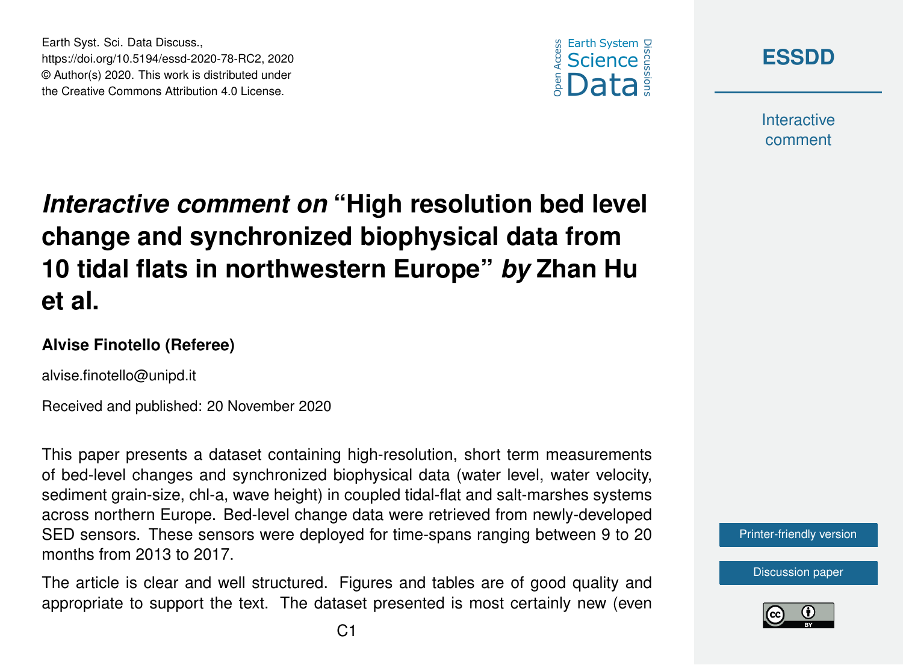Earth Syst. Sci. Data Discuss.,
https://doi.org/10.5194/essd-2020-78-RC2, 2020
© Author(s) 2020. This work is distributed under
the Creative Commons Attribution 4.0 License.

# *Interactive comment on* "High resolution bed level change and synchronized biophysical data from 10 tidal flats in northwestern Europe" *by* Zhan Hu et al.

**Alvise Finotello (Referee)**

alvise.finotello@unipd.it

Received and published: 20 November 2020

This paper presents a dataset containing high-resolution, short term measurements of bed-level changes and synchronized biophysical data (water level, water velocity, sediment grain-size, chl-a, wave height) in coupled tidal-flat and salt-marshes systems across northern Europe. Bed-level change data were retrieved from newly-developed SED sensors. These sensors were deployed for time-spans ranging between 9 to 20 months from 2013 to 2017.

The article is clear and well structured. Figures and tables are of good quality and appropriate to support the text. The dataset presented is most certainly new (even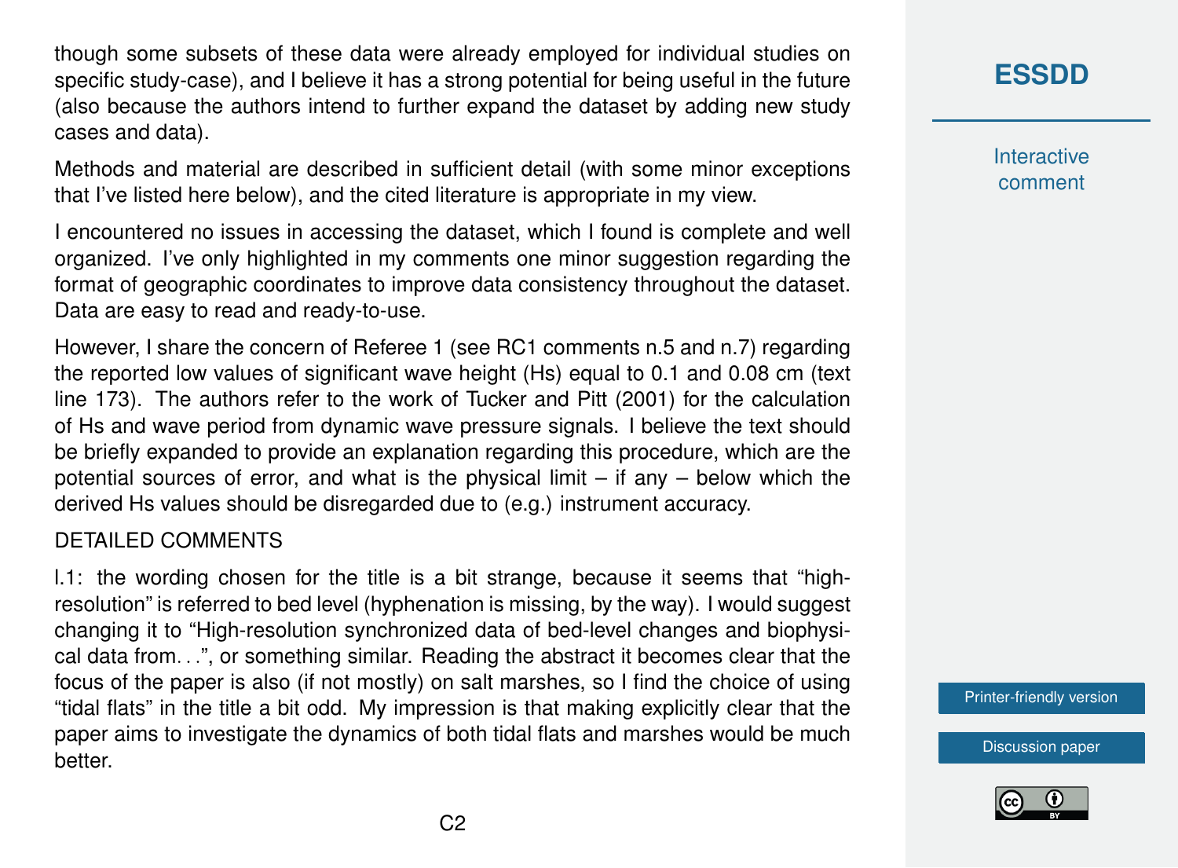though some subsets of these data were already employed for individual studies on specific study-case), and I believe it has a strong potential for being useful in the future (also because the authors intend to further expand the dataset by adding new study cases and data).

Methods and material are described in sufficient detail (with some minor exceptions that I've listed here below), and the cited literature is appropriate in my view.

I encountered no issues in accessing the dataset, which I found is complete and well organized. I've only highlighted in my comments one minor suggestion regarding the format of geographic coordinates to improve data consistency throughout the dataset. Data are easy to read and ready-to-use.

However, I share the concern of Referee 1 (see RC1 comments n.5 and n.7) regarding the reported low values of significant wave height (Hs) equal to 0.1 and 0.08 cm (text line 173). The authors refer to the work of Tucker and Pitt (2001) for the calculation of Hs and wave period from dynamic wave pressure signals. I believe the text should be briefly expanded to provide an explanation regarding this procedure, which are the potential sources of error, and what is the physical limit – if any – below which the derived Hs values should be disregarded due to (e.g.) instrument accuracy.

DETAILED COMMENTS

l.1: the wording chosen for the title is a bit strange, because it seems that "high-resolution" is referred to bed level (hyphenation is missing, by the way). I would suggest changing it to "High-resolution synchronized data of bed-level changes and biophysical data from…", or something similar. Reading the abstract it becomes clear that the focus of the paper is also (if not mostly) on salt marshes, so I find the choice of using "tidal flats" in the title a bit odd. My impression is that making explicitly clear that the paper aims to investigate the dynamics of both tidal flats and marshes would be much better.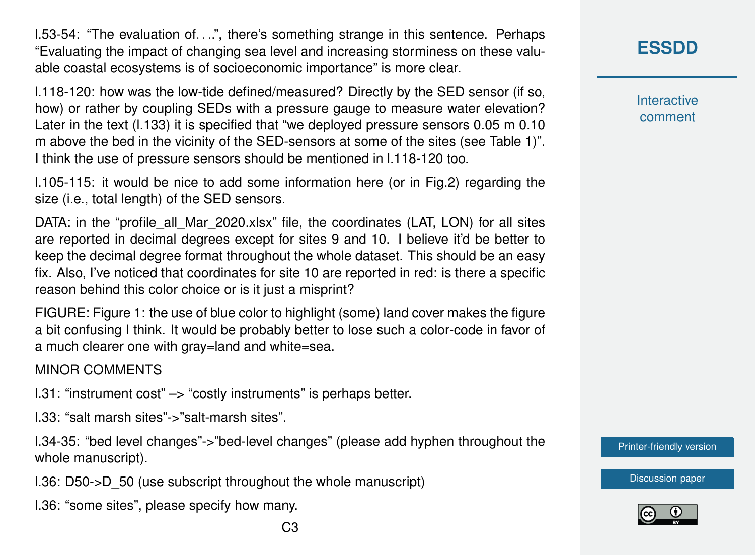l.53-54: “The evaluation of. . ..”, there’s something strange in this sentence. Perhaps “Evaluating the impact of changing sea level and increasing storminess on these valuable coastal ecosystems is of socioeconomic importance” is more clear.

l.118-120: how was the low-tide defined/measured? Directly by the SED sensor (if so, how) or rather by coupling SEDs with a pressure gauge to measure water elevation? Later in the text (l.133) it is specified that “we deployed pressure sensors 0.05 m 0.10 m above the bed in the vicinity of the SED-sensors at some of the sites (see Table 1)”. I think the use of pressure sensors should be mentioned in l.118-120 too.

l.105-115: it would be nice to add some information here (or in Fig.2) regarding the size (i.e., total length) of the SED sensors.

DATA: in the “profile_all_Mar_2020.xlsx” file, the coordinates (LAT, LON) for all sites are reported in decimal degrees except for sites 9 and 10. I believe it’d be better to keep the decimal degree format throughout the whole dataset. This should be an easy fix. Also, I’ve noticed that coordinates for site 10 are reported in red: is there a specific reason behind this color choice or is it just a misprint?

FIGURE: Figure 1: the use of blue color to highlight (some) land cover makes the figure a bit confusing I think. It would be probably better to lose such a color-code in favor of a much clearer one with gray=land and white=sea.

MINOR COMMENTS

l.31: “instrument cost” –> “costly instruments” is perhaps better.

l.33: “salt marsh sites”->”salt-marsh sites”.

l.34-35: “bed level changes”->”bed-level changes” (please add hyphen throughout the whole manuscript).

l.36: D50->D_50 (use subscript throughout the whole manuscript)

l.36: “some sites”, please specify how many.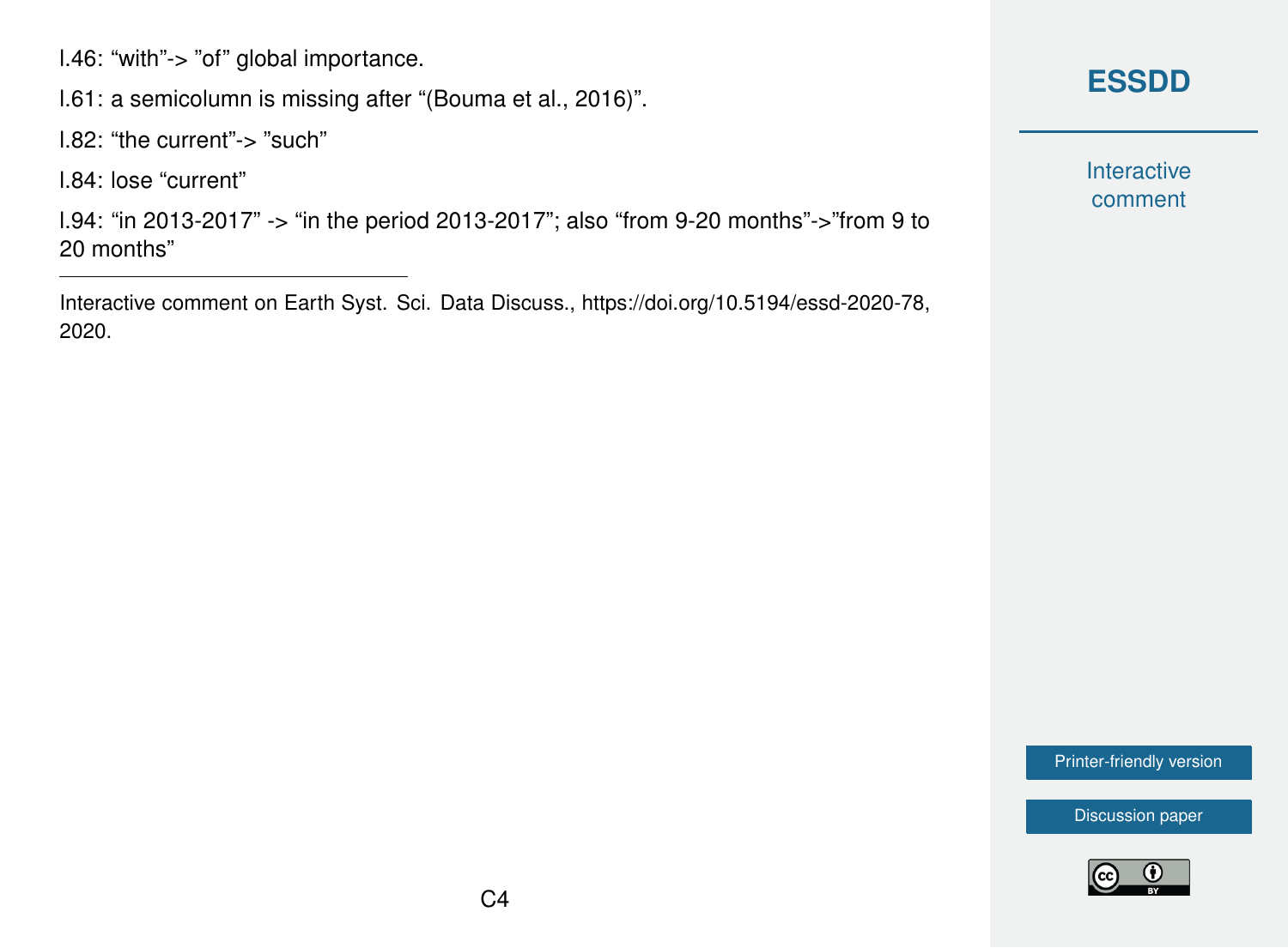l.46: “with”-> ”of” global importance.

l.61: a semicolumn is missing after “(Bouma et al., 2016)”.

l.82: “the current”-> ”such”

l.84: lose “current”

l.94: “in 2013-2017” -> “in the period 2013-2017”; also “from 9-20 months”->”from 9 to 20 months”

---

Interactive comment on Earth Syst. Sci. Data Discuss., https://doi.org/10.5194/essd-2020-78, 2020.